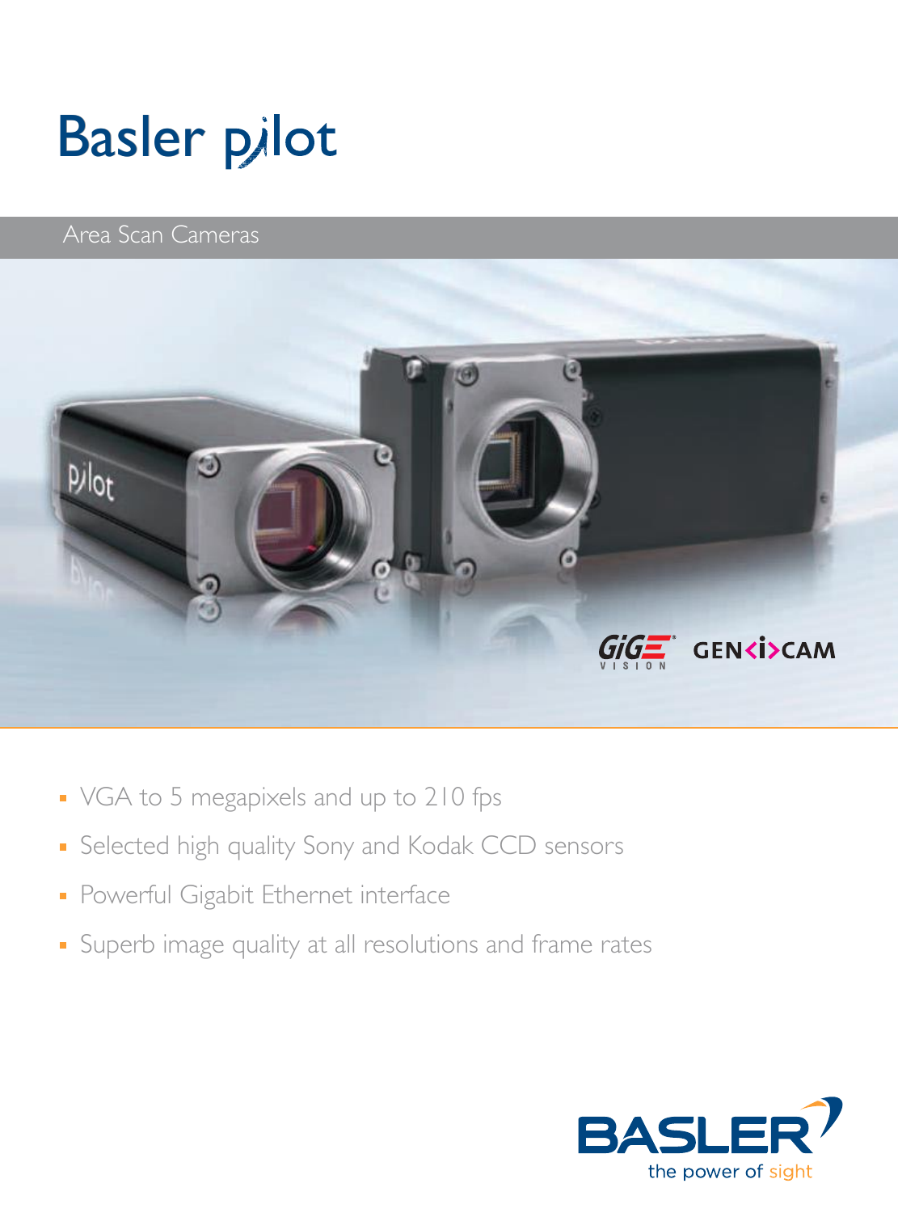# Basler pilot

Area Scan Cameras

- VGA to 5 megapixels and up to 210 fps
- Selected high quality Sony and Kodak CCD sensors
- Powerful Gigabit Ethernet interface
- Superb image quality at all resolutions and frame rates

BASLER the power of sight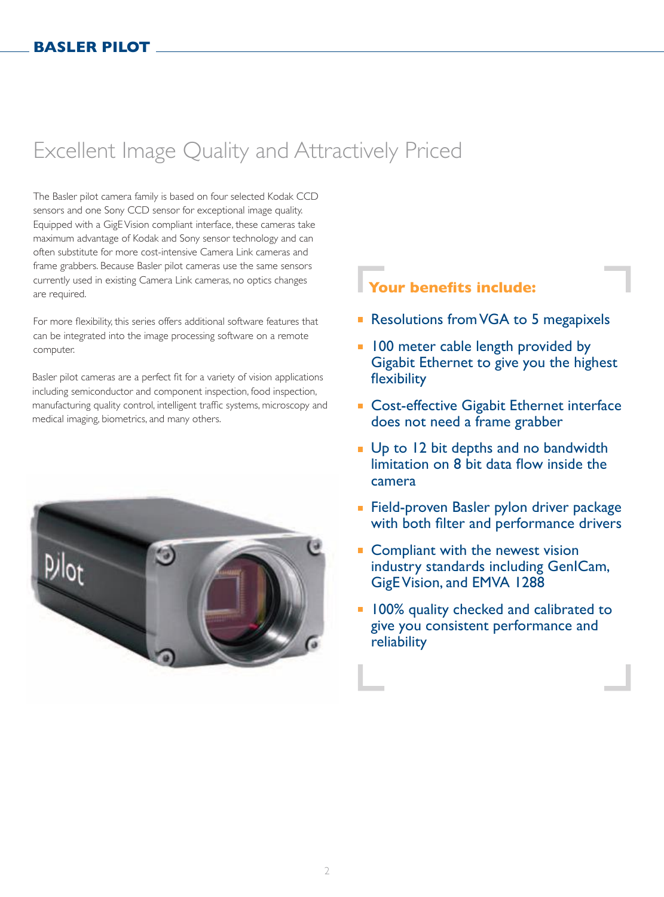# Excellent Image Quality and Attractively Priced

The Basler pilot camera family is based on four selected Kodak CCD sensors and one Sony CCD sensor for exceptional image quality. Equipped with a GigE Vision compliant interface, these cameras take maximum advantage of Kodak and Sony sensor technology and can often substitute for more cost-intensive Camera Link cameras and frame grabbers. Because Basler pilot cameras use the same sensors currently used in existing Camera Link cameras, no optics changes are required.

For more flexibility, this series offers additional software features that can be integrated into the image processing software on a remote computer.

Basler pilot cameras are a perfect fit for a variety of vision applications including semiconductor and component inspection, food inspection, manufacturing quality control, intelligent traffic systems, microscopy and medical imaging, biometrics, and many others.

## Your benefits include:

- Resolutions from VGA to 5 megapixels
- 100 meter cable length provided by Gigabit Ethernet to give you the highest flexibility
- Cost-effective Gigabit Ethernet interface does not need a frame grabber
- Up to 12 bit depths and no bandwidth limitation on 8 bit data flow inside the camera
- Field-proven Basler pylon driver package with both filter and performance drivers
- Compliant with the newest vision industry standards including GenICam, GigE Vision, and EMVA 1288
- 100% quality checked and calibrated to give you consistent performance and reliability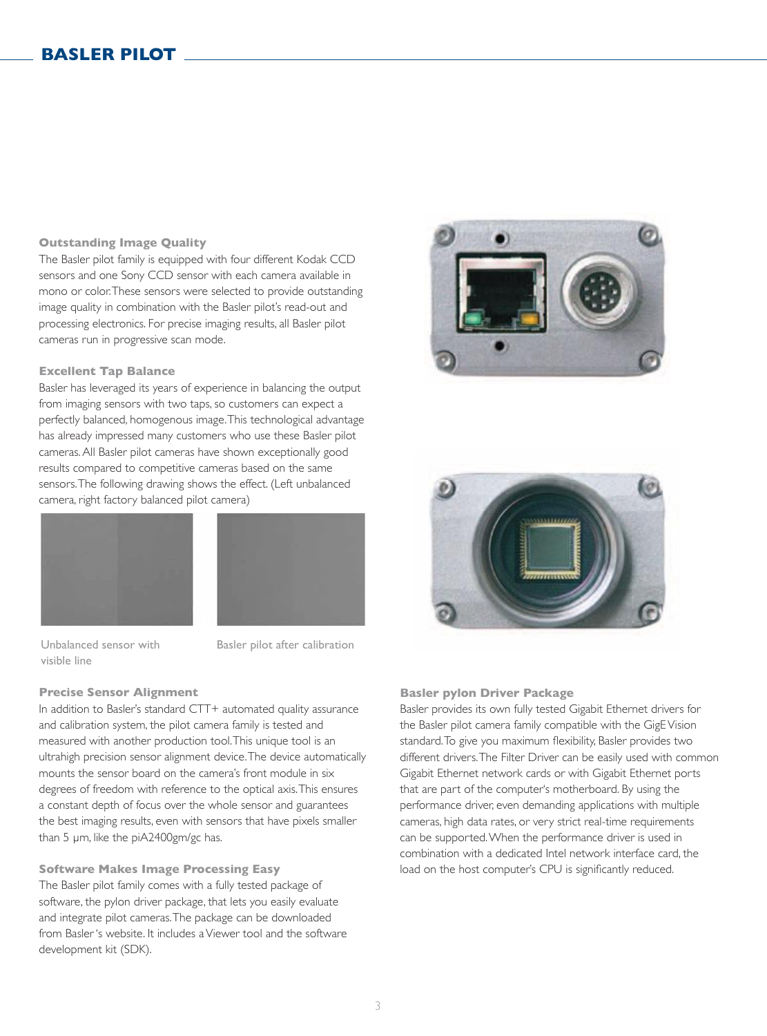## BASLER PILOT

### Outstanding Image Quality

The Basler pilot family is equipped with four different Kodak CCD sensors and one Sony CCD sensor with each camera available in mono or color. These sensors were selected to provide outstanding image quality in combination with the Basler pilot's read-out and processing electronics. For precise imaging results, all Basler pilot cameras run in progressive scan mode.

### Excellent Tap Balance

Basler has leveraged its years of experience in balancing the output from imaging sensors with two taps, so customers can expect a perfectly balanced, homogenous image. This technological advantage has already impressed many customers who use these Basler pilot cameras. All Basler pilot cameras have shown exceptionally good results compared to competitive cameras based on the same sensors. The following drawing shows the effect. (Left unbalanced camera, right factory balanced pilot camera)

Unbalanced sensor with visible line

Basler pilot after calibration

### Precise Sensor Alignment

In addition to Basler's standard CTT+ automated quality assurance and calibration system, the pilot camera family is tested and measured with another production tool. This unique tool is an ultrahigh precision sensor alignment device. The device automatically mounts the sensor board on the camera's front module in six degrees of freedom with reference to the optical axis. This ensures a constant depth of focus over the whole sensor and guarantees the best imaging results, even with sensors that have pixels smaller than 5 µm, like the piA2400gm/gc has.

### Software Makes Image Processing Easy

The Basler pilot family comes with a fully tested package of software, the pylon driver package, that lets you easily evaluate and integrate pilot cameras. The package can be downloaded from Basler's website. It includes a Viewer tool and the software development kit (SDK).

### Basler pylon Driver Package

Basler provides its own fully tested Gigabit Ethernet drivers for the Basler pilot camera family compatible with the GigE Vision standard. To give you maximum flexibility, Basler provides two different drivers. The Filter Driver can be easily used with common Gigabit Ethernet network cards or with Gigabit Ethernet ports that are part of the computer's motherboard. By using the performance driver, even demanding applications with multiple cameras, high data rates, or very strict real-time requirements can be supported. When the performance driver is used in combination with a dedicated Intel network interface card, the load on the host computer's CPU is significantly reduced.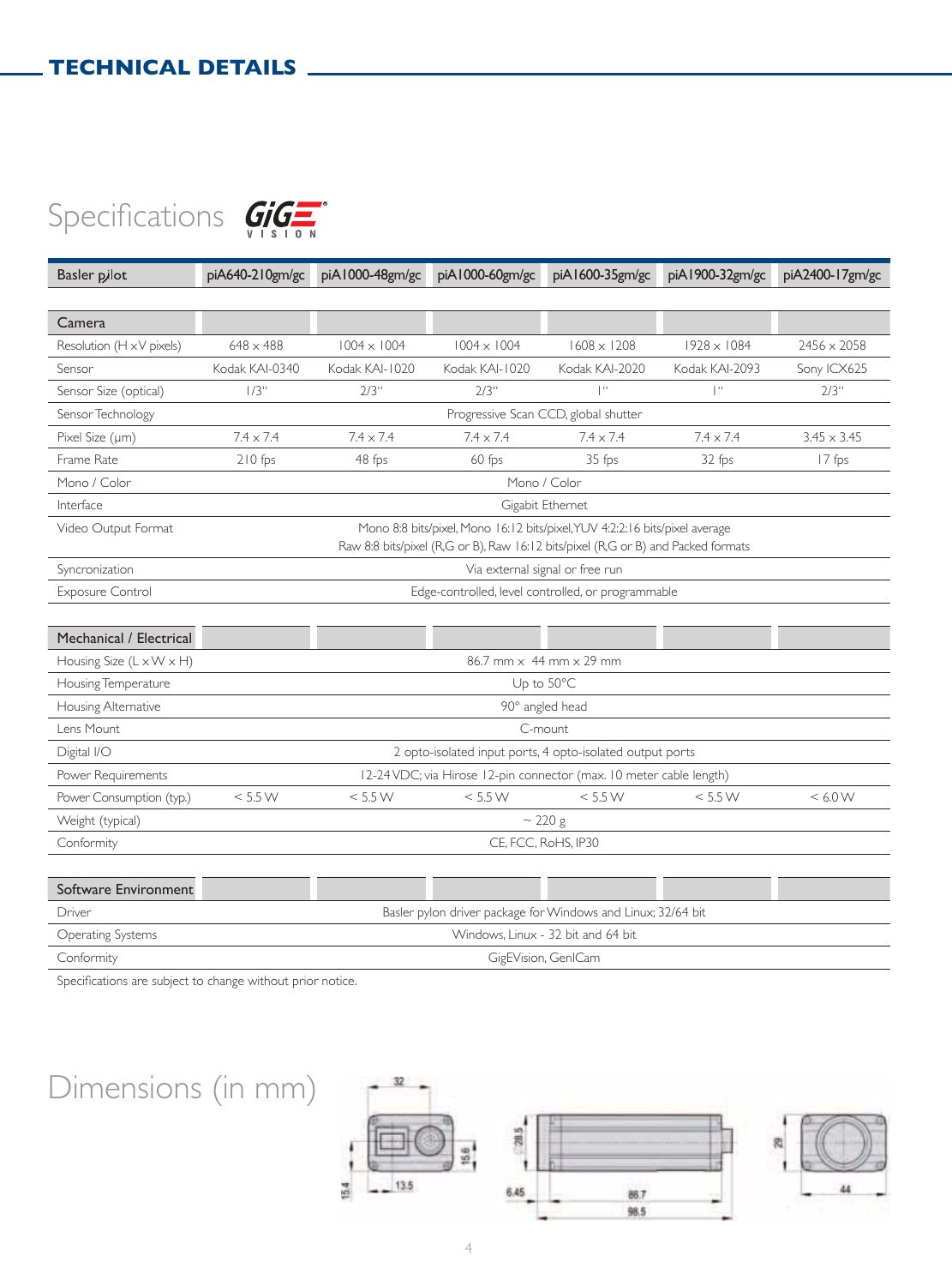# TECHNICAL DETAILS

## Specifications

| Basler pilot | piA640-210gm/gc | piA1000-48gm/gc | piA1000-60gm/gc | piA1600-35gm/gc | piA1900-32gm/gc | piA2400-17gm/gc |
|---|---|---|---|---|---|---|
| **Camera** | | | | | | |
| Resolution (H x V pixels) | 648 x 488 | 1004 x 1004 | 1004 x 1004 | 1608 x 1208 | 1928 x 1084 | 2456 x 2058 |
| Sensor | Kodak KAI-0340 | Kodak KAI-1020 | Kodak KAI-1020 | Kodak KAI-2020 | Kodak KAI-2093 | Sony ICX625 |
| Sensor Size (optical) | 1/3" | 2/3" | 2/3" | 1" | 1" | 2/3" |
| Sensor Technology | Progressive Scan CCD, global shutter | | | | | |
| Pixel Size (µm) | 7.4 x 7.4 | 7.4 x 7.4 | 7.4 x 7.4 | 7.4 x 7.4 | 7.4 x 7.4 | 3.45 x 3.45 |
| Frame Rate | 210 fps | 48 fps | 60 fps | 35 fps | 32 fps | 17 fps |
| Mono / Color | Mono / Color | | | | | |
| Interface | Gigabit Ethernet | | | | | |
| Video Output Format | Mono 8:8 bits/pixel, Mono 16:12 bits/pixel, YUV 4:2:2:16 bits/pixel average Raw 8:8 bits/pixel (R,G or B), Raw 16:12 bits/pixel (R,G or B) and Packed formats | | | | | |
| Syncronization | Via external signal or free run | | | | | |
| Exposure Control | Edge-controlled, level controlled, or programmable | | | | | |
| **Mechanical / Electrical** | | | | | | |
| Housing Size (L x W x H) | 86.7 mm x 44 mm x 29 mm | | | | | |
| Housing Temperature | Up to 50°C | | | | | |
| Housing Alternative | 90° angled head | | | | | |
| Lens Mount | C-mount | | | | | |
| Digital I/O | 2 opto-isolated input ports, 4 opto-isolated output ports | | | | | |
| Power Requirements | 12-24 VDC; via Hirose 12-pin connector (max. 10 meter cable length) | | | | | |
| Power Consumption (typ.) | < 5.5 W | < 5.5 W | < 5.5 W | < 5.5 W | < 5.5 W | < 6.0 W |
| Weight (typical) | ~ 220 g | | | | | |
| Conformity | CE, FCC, RoHS, IP30 | | | | | |
| **Software Environment** | | | | | | |
| Driver | Basler pylon driver package for Windows and Linux; 32/64 bit | | | | | |
| Operating Systems | Windows, Linux - 32 bit and 64 bit | | | | | |
| Conformity | GigEVision, GenICam | | | | | |

Specifications are subject to change without prior notice.

## Dimensions (in mm)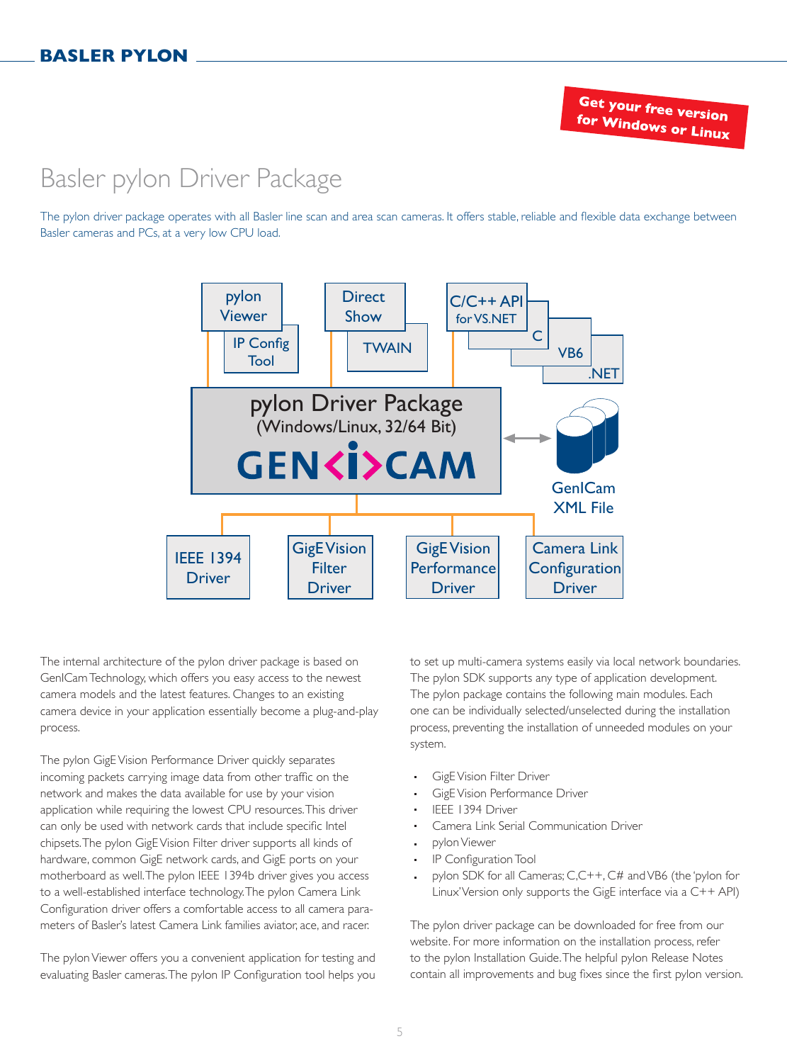Get your free version for Windows or Linux

# Basler pylon Driver Package

The pylon driver package operates with all Basler line scan and area scan cameras. It offers stable, reliable and flexible data exchange between Basler cameras and PCs, at a very low CPU load.

pylon Viewer

IP Config Tool

Direct Show

TWAIN

C/C++ API for VS.NET

C

VB6

.NET

pylon Driver Package (Windows/Linux, 32/64 Bit)

GEN<i>CAM

GenICam XML File

IEEE 1394 Driver

GigE Vision Filter Driver

GigE Vision Performance Driver

Camera Link Configuration Driver

The internal architecture of the pylon driver package is based on GenICam Technology, which offers you easy access to the newest camera models and the latest features. Changes to an existing camera device in your application essentially become a plug-and-play process.

The pylon GigE Vision Performance Driver quickly separates incoming packets carrying image data from other traffic on the network and makes the data available for use by your vision application while requiring the lowest CPU resources. This driver can only be used with network cards that include specific Intel chipsets. The pylon GigE Vision Filter driver supports all kinds of hardware, common GigE network cards, and GigE ports on your motherboard as well. The pylon IEEE 1394b driver gives you access to a well-established interface technology. The pylon Camera Link Configuration driver offers a comfortable access to all camera parameters of Basler's latest Camera Link families aviator, ace, and racer.

The pylon Viewer offers you a convenient application for testing and evaluating Basler cameras. The pylon IP Configuration tool helps you to set up multi-camera systems easily via local network boundaries. The pylon SDK supports any type of application development. The pylon package contains the following main modules. Each one can be individually selected/unselected during the installation process, preventing the installation of unneeded modules on your system.

- GigE Vision Filter Driver
- GigE Vision Performance Driver
- IEEE 1394 Driver
- Camera Link Serial Communication Driver
- pylon Viewer
- IP Configuration Tool
- pylon SDK for all Cameras; C,C++, C# and VB6 (the 'pylon for Linux' Version only supports the GigE interface via a C++ API)

The pylon driver package can be downloaded for free from our website. For more information on the installation process, refer to the pylon Installation Guide. The helpful pylon Release Notes contain all improvements and bug fixes since the first pylon version.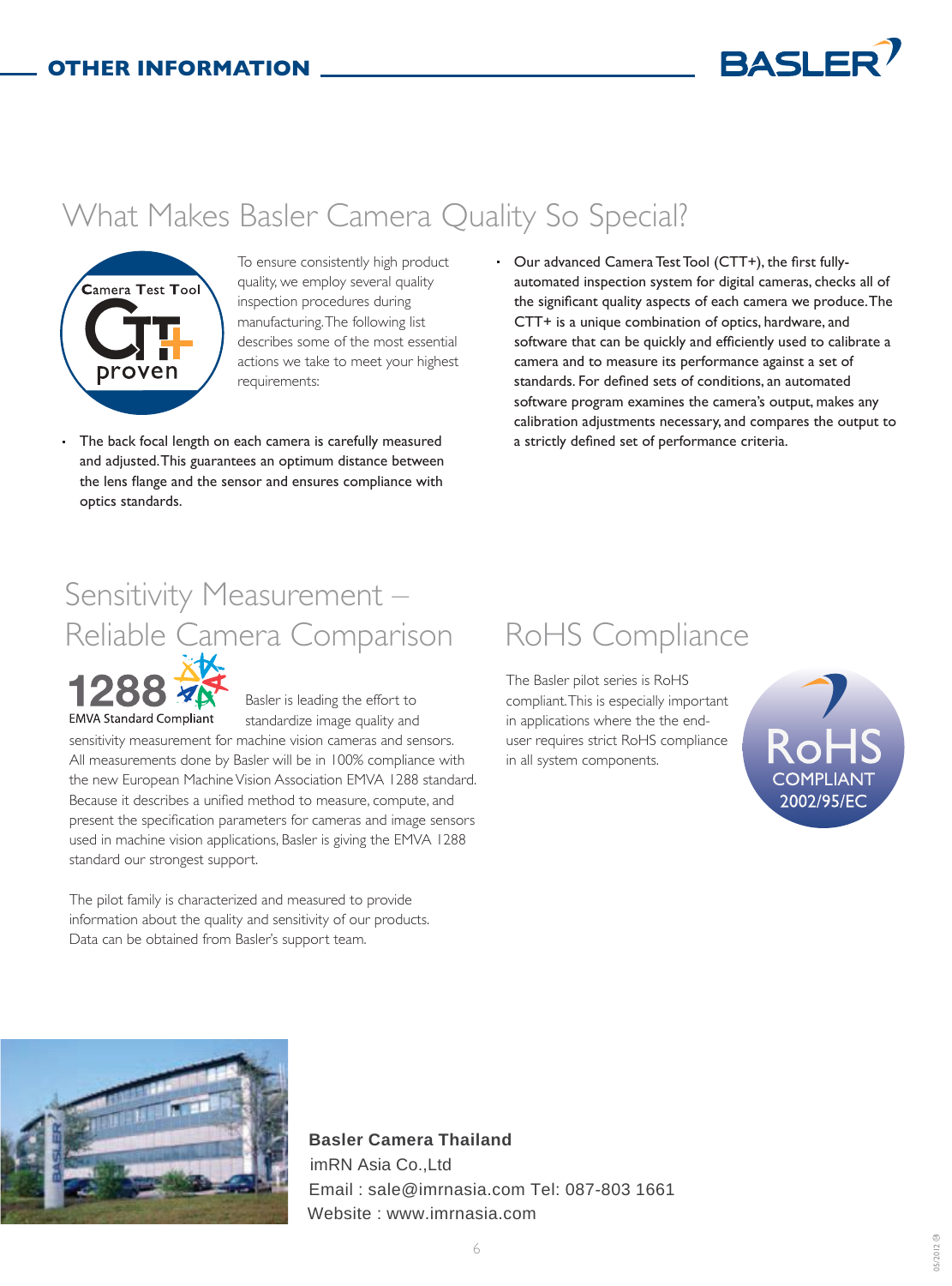## OTHER INFORMATION

# What Makes Basler Camera Quality So Special?

To ensure consistently high product quality, we employ several quality inspection procedures during manufacturing. The following list describes some of the most essential actions we take to meet your highest requirements:

- The back focal length on each camera is carefully measured and adjusted. This guarantees an optimum distance between the lens flange and the sensor and ensures compliance with optics standards.
- Our advanced Camera Test Tool (CTT+), the first fully-automated inspection system for digital cameras, checks all of the significant quality aspects of each camera we produce. The CTT+ is a unique combination of optics, hardware, and software that can be quickly and efficiently used to calibrate a camera and to measure its performance against a set of standards. For defined sets of conditions, an automated software program examines the camera's output, makes any calibration adjustments necessary, and compares the output to a strictly defined set of performance criteria.

# Sensitivity Measurement – Reliable Camera Comparison

1288 EMVA Standard Compliant

Basler is leading the effort to standardize image quality and sensitivity measurement for machine vision cameras and sensors. All measurements done by Basler will be in 100% compliance with the new European Machine Vision Association EMVA 1288 standard. Because it describes a unified method to measure, compute, and present the specification parameters for cameras and image sensors used in machine vision applications, Basler is giving the EMVA 1288 standard our strongest support.

The pilot family is characterized and measured to provide information about the quality and sensitivity of our products. Data can be obtained from Basler's support team.

# RoHS Compliance

The Basler pilot series is RoHS compliant. This is especially important in applications where the the end-user requires strict RoHS compliance in all system components.

RoHS COMPLIANT 2002/95/EC

**Basler Camera Thailand**

imRN Asia Co.,Ltd

Email : sale@imrnasia.com Tel: 087-803 1661

Website : www.imrnasia.com